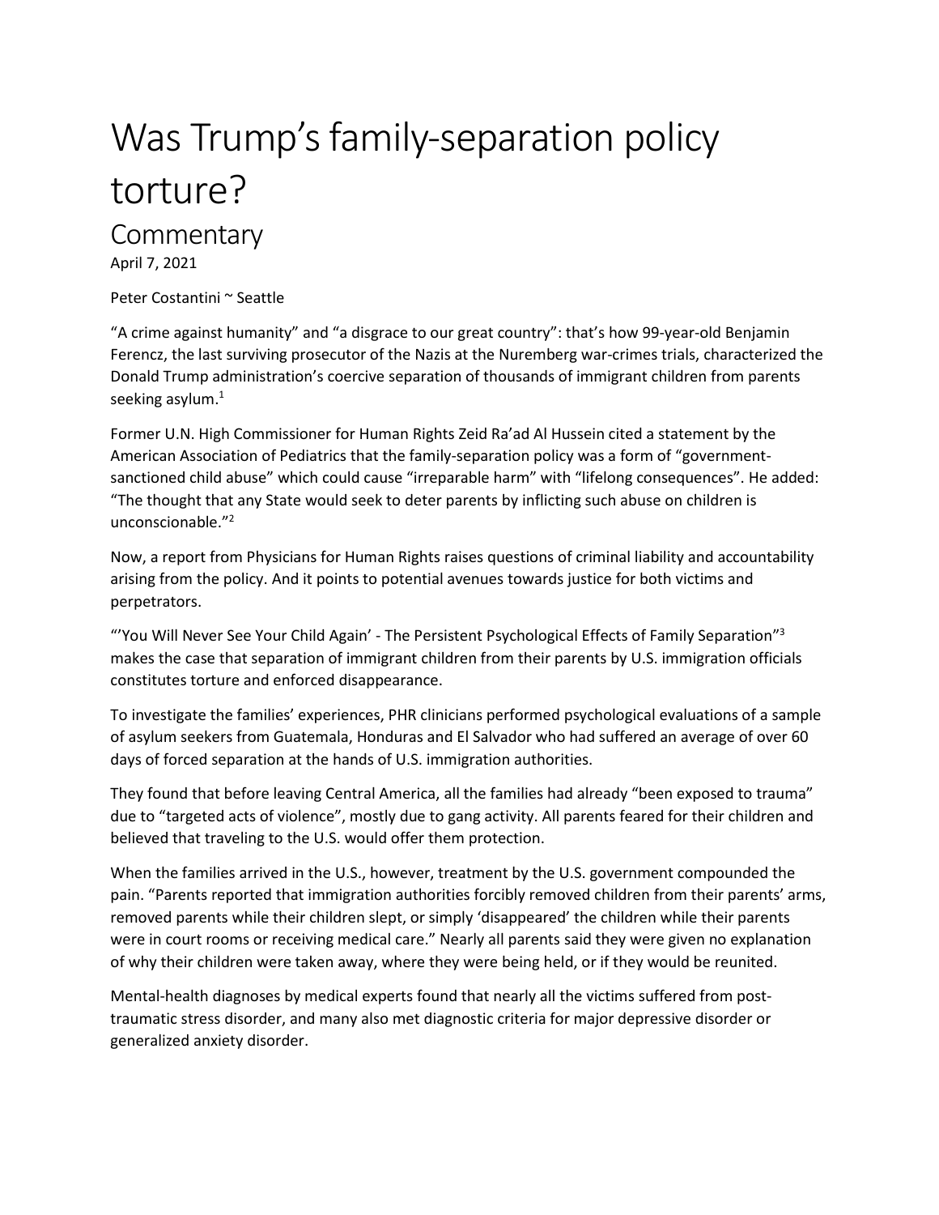# Was Trump's family-separation policy torture?

## Commentary

April 7, 2021

Peter Costantini ~ Seattle

"A crime against humanity" and "a disgrace to our great country": that's how 99-year-old Benjamin Ferencz, the last surviving prosecutor of the Nazis at the Nuremberg war-crimes trials, characterized the Donald Trump administration's coercive separation of thousands of immigrant children from parents seeking asylum.[1]

Former U.N. High Commissioner for Human Rights Zeid Ra'ad Al Hussein cited a statement by the American Association of Pediatrics that the family-separation policy was a form of "government-sanctioned child abuse" which could cause "irreparable harm" with "lifelong consequences". He added: "The thought that any State would seek to deter parents by inflicting such abuse on children is unconscionable."[2]

Now, a report from Physicians for Human Rights raises questions of criminal liability and accountability arising from the policy. And it points to potential avenues towards justice for both victims and perpetrators.

"'You Will Never See Your Child Again' - The Persistent Psychological Effects of Family Separation"[3] makes the case that separation of immigrant children from their parents by U.S. immigration officials constitutes torture and enforced disappearance.

To investigate the families' experiences, PHR clinicians performed psychological evaluations of a sample of asylum seekers from Guatemala, Honduras and El Salvador who had suffered an average of over 60 days of forced separation at the hands of U.S. immigration authorities.

They found that before leaving Central America, all the families had already "been exposed to trauma" due to "targeted acts of violence", mostly due to gang activity. All parents feared for their children and believed that traveling to the U.S. would offer them protection.

When the families arrived in the U.S., however, treatment by the U.S. government compounded the pain. "Parents reported that immigration authorities forcibly removed children from their parents' arms, removed parents while their children slept, or simply 'disappeared' the children while their parents were in court rooms or receiving medical care." Nearly all parents said they were given no explanation of why their children were taken away, where they were being held, or if they would be reunited.

Mental-health diagnoses by medical experts found that nearly all the victims suffered from post-traumatic stress disorder, and many also met diagnostic criteria for major depressive disorder or generalized anxiety disorder.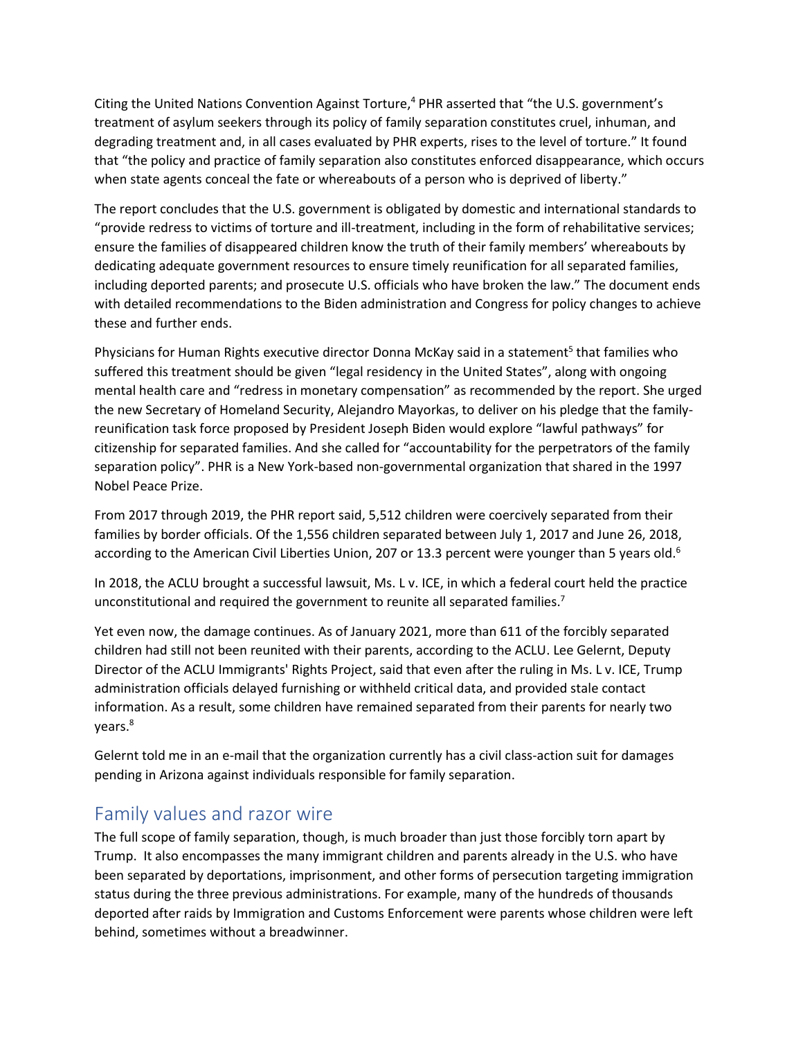Citing the United Nations Convention Against Torture,[4] PHR asserted that "the U.S. government's treatment of asylum seekers through its policy of family separation constitutes cruel, inhuman, and degrading treatment and, in all cases evaluated by PHR experts, rises to the level of torture." It found that "the policy and practice of family separation also constitutes enforced disappearance, which occurs when state agents conceal the fate or whereabouts of a person who is deprived of liberty."

The report concludes that the U.S. government is obligated by domestic and international standards to "provide redress to victims of torture and ill-treatment, including in the form of rehabilitative services; ensure the families of disappeared children know the truth of their family members' whereabouts by dedicating adequate government resources to ensure timely reunification for all separated families, including deported parents; and prosecute U.S. officials who have broken the law." The document ends with detailed recommendations to the Biden administration and Congress for policy changes to achieve these and further ends.

Physicians for Human Rights executive director Donna McKay said in a statement[5] that families who suffered this treatment should be given "legal residency in the United States", along with ongoing mental health care and "redress in monetary compensation" as recommended by the report. She urged the new Secretary of Homeland Security, Alejandro Mayorkas, to deliver on his pledge that the family-reunification task force proposed by President Joseph Biden would explore "lawful pathways" for citizenship for separated families. And she called for "accountability for the perpetrators of the family separation policy". PHR is a New York-based non-governmental organization that shared in the 1997 Nobel Peace Prize.

From 2017 through 2019, the PHR report said, 5,512 children were coercively separated from their families by border officials. Of the 1,556 children separated between July 1, 2017 and June 26, 2018, according to the American Civil Liberties Union, 207 or 13.3 percent were younger than 5 years old.[6]

In 2018, the ACLU brought a successful lawsuit, Ms. L v. ICE, in which a federal court held the practice unconstitutional and required the government to reunite all separated families.[7]

Yet even now, the damage continues. As of January 2021, more than 611 of the forcibly separated children had still not been reunited with their parents, according to the ACLU. Lee Gelernt, Deputy Director of the ACLU Immigrants' Rights Project, said that even after the ruling in Ms. L v. ICE, Trump administration officials delayed furnishing or withheld critical data, and provided stale contact information. As a result, some children have remained separated from their parents for nearly two years.[8]

Gelernt told me in an e-mail that the organization currently has a civil class-action suit for damages pending in Arizona against individuals responsible for family separation.

## Family values and razor wire

The full scope of family separation, though, is much broader than just those forcibly torn apart by Trump. It also encompasses the many immigrant children and parents already in the U.S. who have been separated by deportations, imprisonment, and other forms of persecution targeting immigration status during the three previous administrations. For example, many of the hundreds of thousands deported after raids by Immigration and Customs Enforcement were parents whose children were left behind, sometimes without a breadwinner.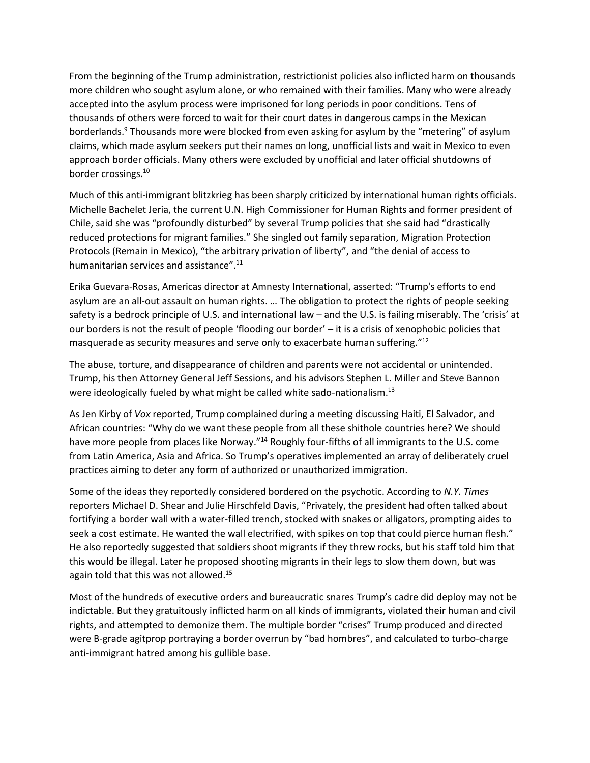From the beginning of the Trump administration, restrictionist policies also inflicted harm on thousands more children who sought asylum alone, or who remained with their families. Many who were already accepted into the asylum process were imprisoned for long periods in poor conditions. Tens of thousands of others were forced to wait for their court dates in dangerous camps in the Mexican borderlands.[9] Thousands more were blocked from even asking for asylum by the "metering" of asylum claims, which made asylum seekers put their names on long, unofficial lists and wait in Mexico to even approach border officials. Many others were excluded by unofficial and later official shutdowns of border crossings.[10]

Much of this anti-immigrant blitzkrieg has been sharply criticized by international human rights officials. Michelle Bachelet Jeria, the current U.N. High Commissioner for Human Rights and former president of Chile, said she was "profoundly disturbed" by several Trump policies that she said had "drastically reduced protections for migrant families." She singled out family separation, Migration Protection Protocols (Remain in Mexico), "the arbitrary privation of liberty", and "the denial of access to humanitarian services and assistance".[11]

Erika Guevara-Rosas, Americas director at Amnesty International, asserted: "Trump's efforts to end asylum are an all-out assault on human rights. … The obligation to protect the rights of people seeking safety is a bedrock principle of U.S. and international law – and the U.S. is failing miserably. The 'crisis' at our borders is not the result of people 'flooding our border' – it is a crisis of xenophobic policies that masquerade as security measures and serve only to exacerbate human suffering."[12]

The abuse, torture, and disappearance of children and parents were not accidental or unintended. Trump, his then Attorney General Jeff Sessions, and his advisors Stephen L. Miller and Steve Bannon were ideologically fueled by what might be called white sado-nationalism.[13]

As Jen Kirby of *Vox* reported, Trump complained during a meeting discussing Haiti, El Salvador, and African countries: "Why do we want these people from all these shithole countries here? We should have more people from places like Norway."[14] Roughly four-fifths of all immigrants to the U.S. come from Latin America, Asia and Africa. So Trump's operatives implemented an array of deliberately cruel practices aiming to deter any form of authorized or unauthorized immigration.

Some of the ideas they reportedly considered bordered on the psychotic. According to *N.Y. Times* reporters Michael D. Shear and Julie Hirschfeld Davis, "Privately, the president had often talked about fortifying a border wall with a water-filled trench, stocked with snakes or alligators, prompting aides to seek a cost estimate. He wanted the wall electrified, with spikes on top that could pierce human flesh." He also reportedly suggested that soldiers shoot migrants if they threw rocks, but his staff told him that this would be illegal. Later he proposed shooting migrants in their legs to slow them down, but was again told that this was not allowed.[15]

Most of the hundreds of executive orders and bureaucratic snares Trump's cadre did deploy may not be indictable. But they gratuitously inflicted harm on all kinds of immigrants, violated their human and civil rights, and attempted to demonize them. The multiple border "crises" Trump produced and directed were B-grade agitprop portraying a border overrun by "bad hombres", and calculated to turbo-charge anti-immigrant hatred among his gullible base.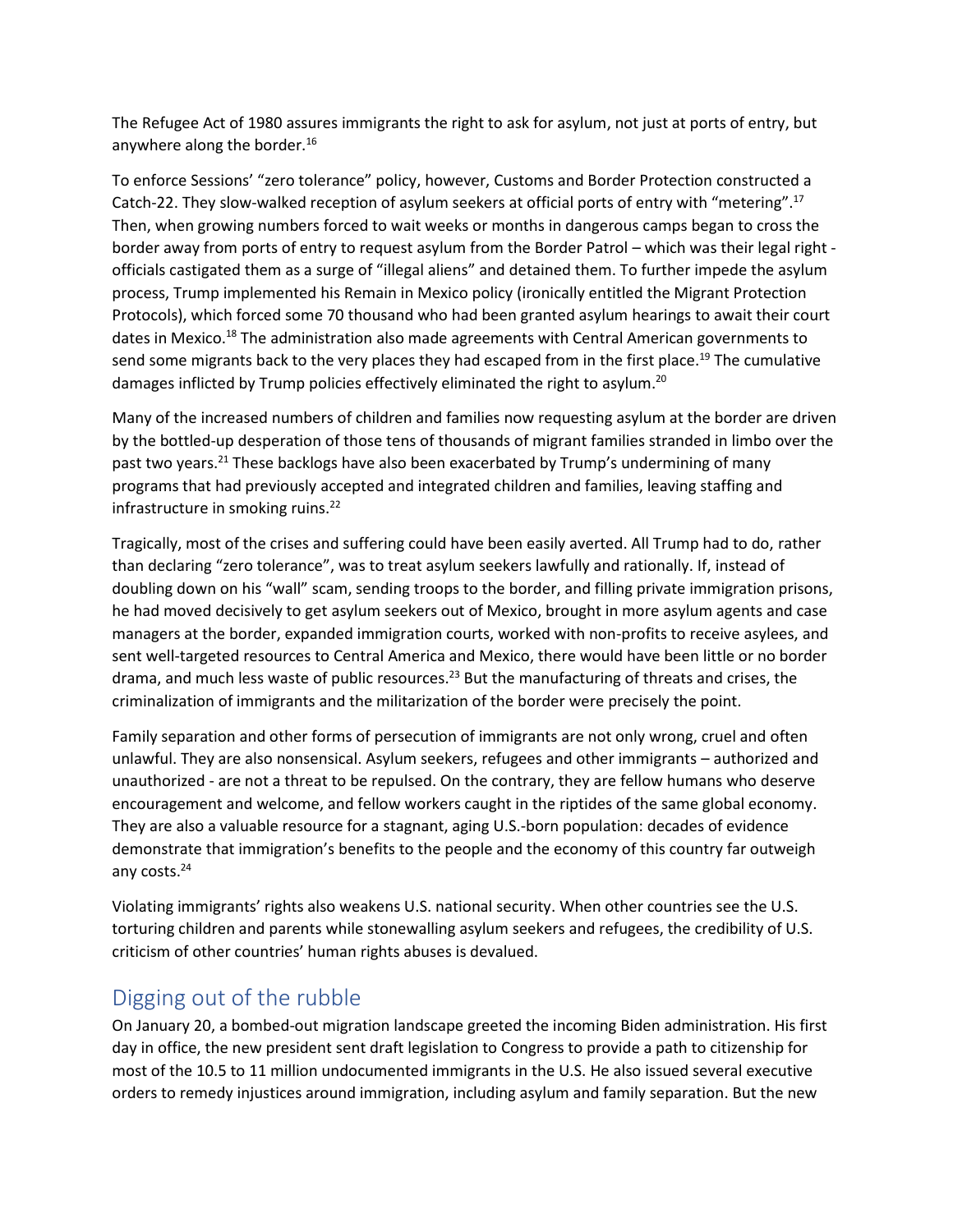The Refugee Act of 1980 assures immigrants the right to ask for asylum, not just at ports of entry, but anywhere along the border.[16]

To enforce Sessions' "zero tolerance" policy, however, Customs and Border Protection constructed a Catch-22. They slow-walked reception of asylum seekers at official ports of entry with "metering".[17] Then, when growing numbers forced to wait weeks or months in dangerous camps began to cross the border away from ports of entry to request asylum from the Border Patrol – which was their legal right - officials castigated them as a surge of "illegal aliens" and detained them. To further impede the asylum process, Trump implemented his Remain in Mexico policy (ironically entitled the Migrant Protection Protocols), which forced some 70 thousand who had been granted asylum hearings to await their court dates in Mexico.[18] The administration also made agreements with Central American governments to send some migrants back to the very places they had escaped from in the first place.[19] The cumulative damages inflicted by Trump policies effectively eliminated the right to asylum.[20]

Many of the increased numbers of children and families now requesting asylum at the border are driven by the bottled-up desperation of those tens of thousands of migrant families stranded in limbo over the past two years.[21] These backlogs have also been exacerbated by Trump's undermining of many programs that had previously accepted and integrated children and families, leaving staffing and infrastructure in smoking ruins.[22]

Tragically, most of the crises and suffering could have been easily averted. All Trump had to do, rather than declaring "zero tolerance", was to treat asylum seekers lawfully and rationally. If, instead of doubling down on his "wall" scam, sending troops to the border, and filling private immigration prisons, he had moved decisively to get asylum seekers out of Mexico, brought in more asylum agents and case managers at the border, expanded immigration courts, worked with non-profits to receive asylees, and sent well-targeted resources to Central America and Mexico, there would have been little or no border drama, and much less waste of public resources.[23] But the manufacturing of threats and crises, the criminalization of immigrants and the militarization of the border were precisely the point.

Family separation and other forms of persecution of immigrants are not only wrong, cruel and often unlawful. They are also nonsensical. Asylum seekers, refugees and other immigrants – authorized and unauthorized - are not a threat to be repulsed. On the contrary, they are fellow humans who deserve encouragement and welcome, and fellow workers caught in the riptides of the same global economy. They are also a valuable resource for a stagnant, aging U.S.-born population: decades of evidence demonstrate that immigration's benefits to the people and the economy of this country far outweigh any costs.[24]

Violating immigrants' rights also weakens U.S. national security. When other countries see the U.S. torturing children and parents while stonewalling asylum seekers and refugees, the credibility of U.S. criticism of other countries' human rights abuses is devalued.

## Digging out of the rubble

On January 20, a bombed-out migration landscape greeted the incoming Biden administration. His first day in office, the new president sent draft legislation to Congress to provide a path to citizenship for most of the 10.5 to 11 million undocumented immigrants in the U.S. He also issued several executive orders to remedy injustices around immigration, including asylum and family separation. But the new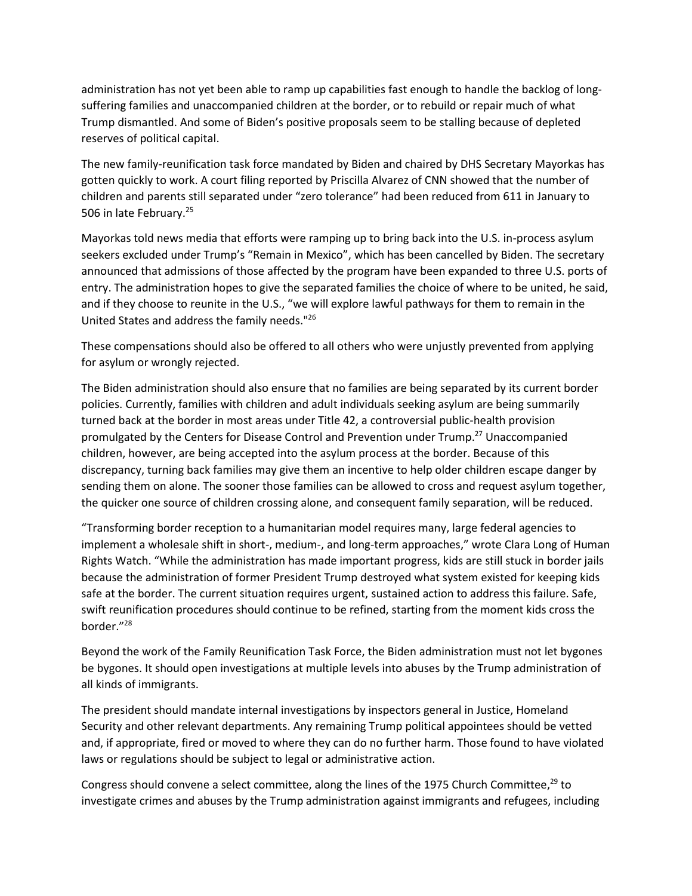administration has not yet been able to ramp up capabilities fast enough to handle the backlog of long-suffering families and unaccompanied children at the border, or to rebuild or repair much of what Trump dismantled. And some of Biden's positive proposals seem to be stalling because of depleted reserves of political capital.

The new family-reunification task force mandated by Biden and chaired by DHS Secretary Mayorkas has gotten quickly to work. A court filing reported by Priscilla Alvarez of CNN showed that the number of children and parents still separated under "zero tolerance" had been reduced from 611 in January to 506 in late February.[25]

Mayorkas told news media that efforts were ramping up to bring back into the U.S. in-process asylum seekers excluded under Trump's "Remain in Mexico", which has been cancelled by Biden. The secretary announced that admissions of those affected by the program have been expanded to three U.S. ports of entry. The administration hopes to give the separated families the choice of where to be united, he said, and if they choose to reunite in the U.S., "we will explore lawful pathways for them to remain in the United States and address the family needs."[26]

These compensations should also be offered to all others who were unjustly prevented from applying for asylum or wrongly rejected.

The Biden administration should also ensure that no families are being separated by its current border policies. Currently, families with children and adult individuals seeking asylum are being summarily turned back at the border in most areas under Title 42, a controversial public-health provision promulgated by the Centers for Disease Control and Prevention under Trump.[27] Unaccompanied children, however, are being accepted into the asylum process at the border. Because of this discrepancy, turning back families may give them an incentive to help older children escape danger by sending them on alone. The sooner those families can be allowed to cross and request asylum together, the quicker one source of children crossing alone, and consequent family separation, will be reduced.

"Transforming border reception to a humanitarian model requires many, large federal agencies to implement a wholesale shift in short-, medium-, and long-term approaches," wrote Clara Long of Human Rights Watch. "While the administration has made important progress, kids are still stuck in border jails because the administration of former President Trump destroyed what system existed for keeping kids safe at the border. The current situation requires urgent, sustained action to address this failure. Safe, swift reunification procedures should continue to be refined, starting from the moment kids cross the border."[28]

Beyond the work of the Family Reunification Task Force, the Biden administration must not let bygones be bygones. It should open investigations at multiple levels into abuses by the Trump administration of all kinds of immigrants.

The president should mandate internal investigations by inspectors general in Justice, Homeland Security and other relevant departments. Any remaining Trump political appointees should be vetted and, if appropriate, fired or moved to where they can do no further harm. Those found to have violated laws or regulations should be subject to legal or administrative action.

Congress should convene a select committee, along the lines of the 1975 Church Committee,[29] to investigate crimes and abuses by the Trump administration against immigrants and refugees, including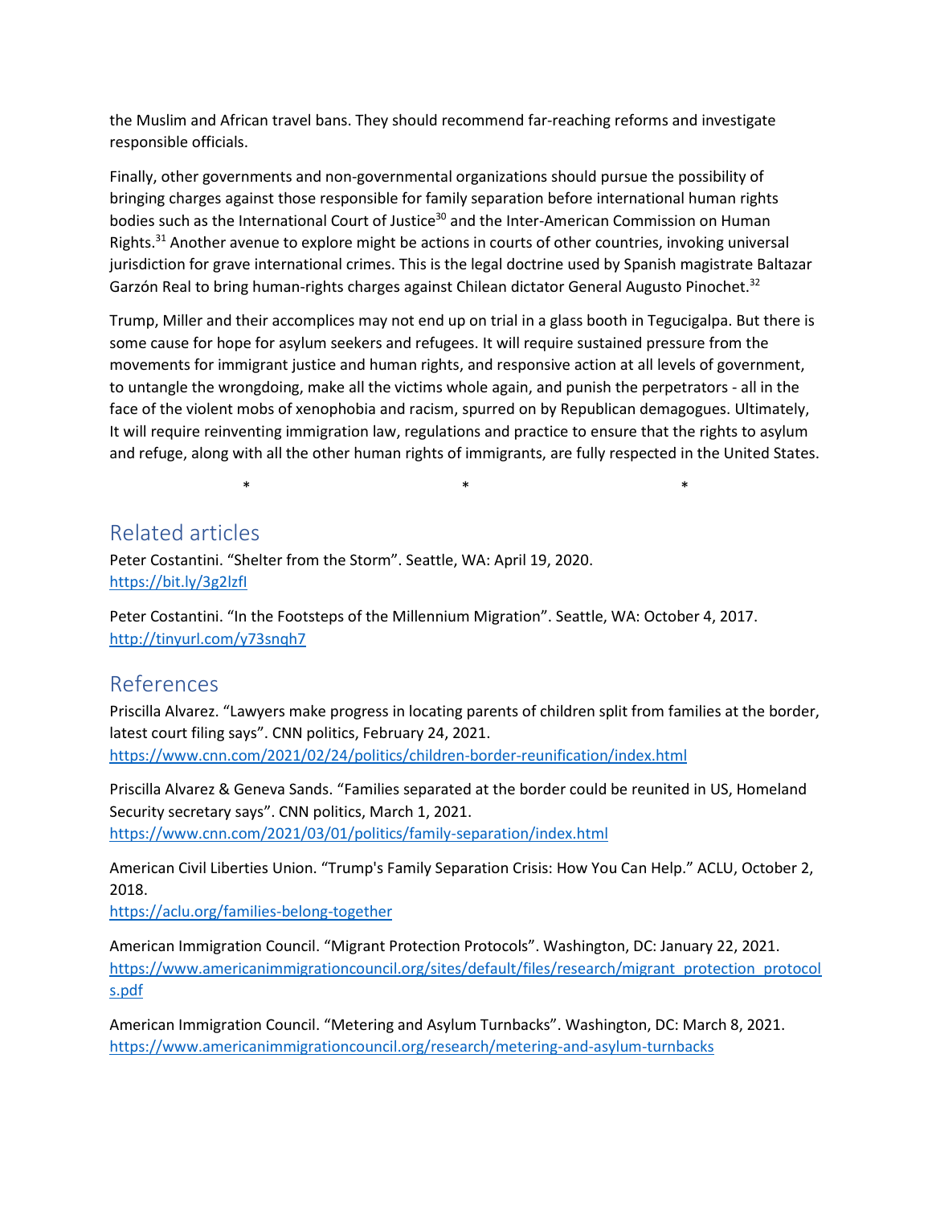the Muslim and African travel bans. They should recommend far-reaching reforms and investigate responsible officials.

Finally, other governments and non-governmental organizations should pursue the possibility of bringing charges against those responsible for family separation before international human rights bodies such as the International Court of Justice[30] and the Inter-American Commission on Human Rights.[31] Another avenue to explore might be actions in courts of other countries, invoking universal jurisdiction for grave international crimes. This is the legal doctrine used by Spanish magistrate Baltazar Garzón Real to bring human-rights charges against Chilean dictator General Augusto Pinochet.[32]

Trump, Miller and their accomplices may not end up on trial in a glass booth in Tegucigalpa. But there is some cause for hope for asylum seekers and refugees. It will require sustained pressure from the movements for immigrant justice and human rights, and responsive action at all levels of government, to untangle the wrongdoing, make all the victims whole again, and punish the perpetrators - all in the face of the violent mobs of xenophobia and racism, spurred on by Republican demagogues. Ultimately, It will require reinventing immigration law, regulations and practice to ensure that the rights to asylum and refuge, along with all the other human rights of immigrants, are fully respected in the United States.

\* \* \*

## Related articles

Peter Costantini. “Shelter from the Storm”. Seattle, WA: April 19, 2020.
https://bit.ly/3g2lzfI

Peter Costantini. “In the Footsteps of the Millennium Migration”. Seattle, WA: October 4, 2017.
http://tinyurl.com/y73snqh7

## References

Priscilla Alvarez. “Lawyers make progress in locating parents of children split from families at the border, latest court filing says”. CNN politics, February 24, 2021.
https://www.cnn.com/2021/02/24/politics/children-border-reunification/index.html

Priscilla Alvarez & Geneva Sands. “Families separated at the border could be reunited in US, Homeland Security secretary says”. CNN politics, March 1, 2021.
https://www.cnn.com/2021/03/01/politics/family-separation/index.html

American Civil Liberties Union. “Trump's Family Separation Crisis: How You Can Help.” ACLU, October 2, 2018.
https://aclu.org/families-belong-together

American Immigration Council. “Migrant Protection Protocols”. Washington, DC: January 22, 2021.
https://www.americanimmigrationcouncil.org/sites/default/files/research/migrant_protection_protocols.pdf

American Immigration Council. “Metering and Asylum Turnbacks”. Washington, DC: March 8, 2021.
https://www.americanimmigrationcouncil.org/research/metering-and-asylum-turnbacks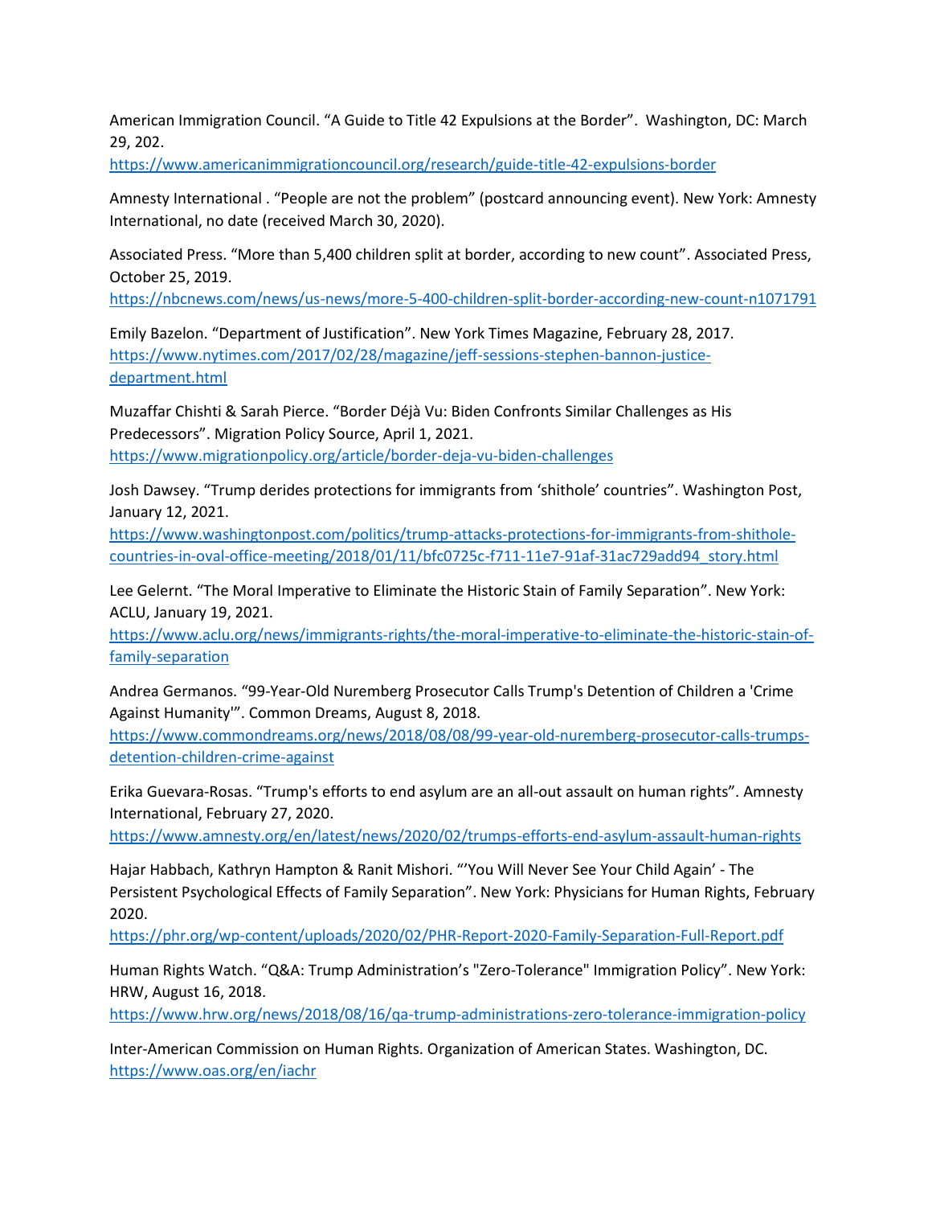American Immigration Council. “A Guide to Title 42 Expulsions at the Border”. Washington, DC: March 29, 202.
https://www.americanimmigrationcouncil.org/research/guide-title-42-expulsions-border

Amnesty International . “People are not the problem” (postcard announcing event). New York: Amnesty International, no date (received March 30, 2020).

Associated Press. “More than 5,400 children split at border, according to new count”. Associated Press, October 25, 2019.
https://nbcnews.com/news/us-news/more-5-400-children-split-border-according-new-count-n1071791

Emily Bazelon. “Department of Justification”. New York Times Magazine, February 28, 2017.
https://www.nytimes.com/2017/02/28/magazine/jeff-sessions-stephen-bannon-justice-department.html

Muzaffar Chishti & Sarah Pierce. “Border Déjà Vu: Biden Confronts Similar Challenges as His Predecessors”. Migration Policy Source, April 1, 2021.
https://www.migrationpolicy.org/article/border-deja-vu-biden-challenges

Josh Dawsey. “Trump derides protections for immigrants from ‘shithole’ countries”. Washington Post, January 12, 2021.
https://www.washingtonpost.com/politics/trump-attacks-protections-for-immigrants-from-shithole-countries-in-oval-office-meeting/2018/01/11/bfc0725c-f711-11e7-91af-31ac729add94_story.html

Lee Gelernt. “The Moral Imperative to Eliminate the Historic Stain of Family Separation”. New York: ACLU, January 19, 2021.
https://www.aclu.org/news/immigrants-rights/the-moral-imperative-to-eliminate-the-historic-stain-of-family-separation

Andrea Germanos. “99-Year-Old Nuremberg Prosecutor Calls Trump's Detention of Children a 'Crime Against Humanity'”. Common Dreams, August 8, 2018.
https://www.commondreams.org/news/2018/08/08/99-year-old-nuremberg-prosecutor-calls-trumps-detention-children-crime-against

Erika Guevara-Rosas. “Trump's efforts to end asylum are an all-out assault on human rights”. Amnesty International, February 27, 2020.
https://www.amnesty.org/en/latest/news/2020/02/trumps-efforts-end-asylum-assault-human-rights

Hajar Habbach, Kathryn Hampton & Ranit Mishori. “’You Will Never See Your Child Again’ - The Persistent Psychological Effects of Family Separation”. New York: Physicians for Human Rights, February 2020.
https://phr.org/wp-content/uploads/2020/02/PHR-Report-2020-Family-Separation-Full-Report.pdf

Human Rights Watch. “Q&A: Trump Administration’s "Zero-Tolerance" Immigration Policy”. New York: HRW, August 16, 2018.
https://www.hrw.org/news/2018/08/16/qa-trump-administrations-zero-tolerance-immigration-policy

Inter-American Commission on Human Rights. Organization of American States. Washington, DC.
https://www.oas.org/en/iachr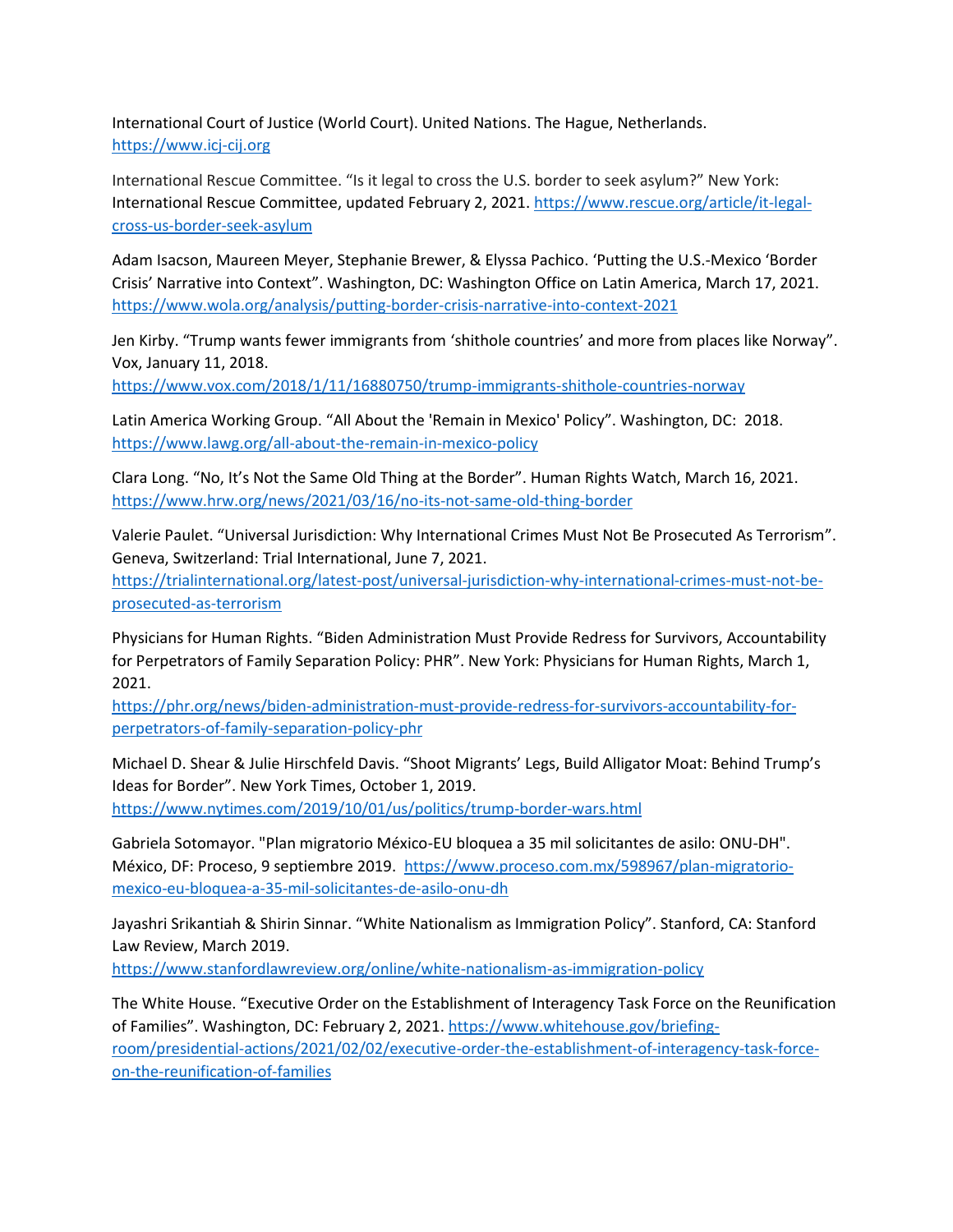International Court of Justice (World Court). United Nations. The Hague, Netherlands. https://www.icj-cij.org

International Rescue Committee. "Is it legal to cross the U.S. border to seek asylum?" New York: International Rescue Committee, updated February 2, 2021. https://www.rescue.org/article/it-legal-cross-us-border-seek-asylum

Adam Isacson, Maureen Meyer, Stephanie Brewer, & Elyssa Pachico. 'Putting the U.S.-Mexico 'Border Crisis' Narrative into Context". Washington, DC: Washington Office on Latin America, March 17, 2021. https://www.wola.org/analysis/putting-border-crisis-narrative-into-context-2021

Jen Kirby. "Trump wants fewer immigrants from 'shithole countries' and more from places like Norway". Vox, January 11, 2018. https://www.vox.com/2018/1/11/16880750/trump-immigrants-shithole-countries-norway

Latin America Working Group. "All About the 'Remain in Mexico' Policy". Washington, DC: 2018. https://www.lawg.org/all-about-the-remain-in-mexico-policy

Clara Long. "No, It's Not the Same Old Thing at the Border". Human Rights Watch, March 16, 2021. https://www.hrw.org/news/2021/03/16/no-its-not-same-old-thing-border

Valerie Paulet. "Universal Jurisdiction: Why International Crimes Must Not Be Prosecuted As Terrorism". Geneva, Switzerland: Trial International, June 7, 2021. https://trialinternational.org/latest-post/universal-jurisdiction-why-international-crimes-must-not-be-prosecuted-as-terrorism

Physicians for Human Rights. "Biden Administration Must Provide Redress for Survivors, Accountability for Perpetrators of Family Separation Policy: PHR". New York: Physicians for Human Rights, March 1, 2021. https://phr.org/news/biden-administration-must-provide-redress-for-survivors-accountability-for-perpetrators-of-family-separation-policy-phr

Michael D. Shear & Julie Hirschfeld Davis. "Shoot Migrants' Legs, Build Alligator Moat: Behind Trump's Ideas for Border". New York Times, October 1, 2019. https://www.nytimes.com/2019/10/01/us/politics/trump-border-wars.html

Gabriela Sotomayor. "Plan migratorio México-EU bloquea a 35 mil solicitantes de asilo: ONU-DH". México, DF: Proceso, 9 septiembre 2019. https://www.proceso.com.mx/598967/plan-migratorio-mexico-eu-bloquea-a-35-mil-solicitantes-de-asilo-onu-dh

Jayashri Srikantiah & Shirin Sinnar. "White Nationalism as Immigration Policy". Stanford, CA: Stanford Law Review, March 2019. https://www.stanfordlawreview.org/online/white-nationalism-as-immigration-policy

The White House. "Executive Order on the Establishment of Interagency Task Force on the Reunification of Families". Washington, DC: February 2, 2021. https://www.whitehouse.gov/briefing-room/presidential-actions/2021/02/02/executive-order-the-establishment-of-interagency-task-force-on-the-reunification-of-families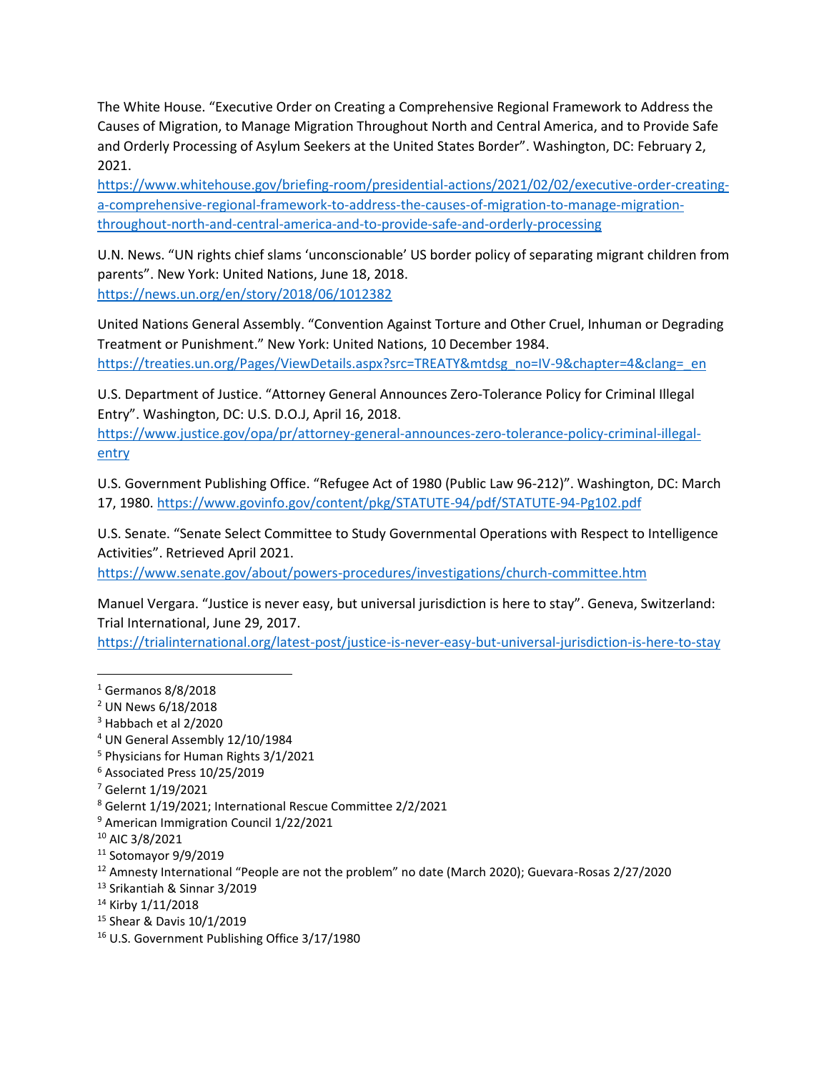The White House. "Executive Order on Creating a Comprehensive Regional Framework to Address the Causes of Migration, to Manage Migration Throughout North and Central America, and to Provide Safe and Orderly Processing of Asylum Seekers at the United States Border". Washington, DC: February 2, 2021.
https://www.whitehouse.gov/briefing-room/presidential-actions/2021/02/02/executive-order-creating-a-comprehensive-regional-framework-to-address-the-causes-of-migration-to-manage-migration-throughout-north-and-central-america-and-to-provide-safe-and-orderly-processing

U.N. News. "UN rights chief slams 'unconscionable' US border policy of separating migrant children from parents". New York: United Nations, June 18, 2018.
https://news.un.org/en/story/2018/06/1012382

United Nations General Assembly. "Convention Against Torture and Other Cruel, Inhuman or Degrading Treatment or Punishment." New York: United Nations, 10 December 1984.
https://treaties.un.org/Pages/ViewDetails.aspx?src=TREATY&mtdsg_no=IV-9&chapter=4&clang=_en

U.S. Department of Justice. "Attorney General Announces Zero-Tolerance Policy for Criminal Illegal Entry". Washington, DC: U.S. D.O.J, April 16, 2018.
https://www.justice.gov/opa/pr/attorney-general-announces-zero-tolerance-policy-criminal-illegal-entry

U.S. Government Publishing Office. "Refugee Act of 1980 (Public Law 96-212)". Washington, DC: March 17, 1980. https://www.govinfo.gov/content/pkg/STATUTE-94/pdf/STATUTE-94-Pg102.pdf

U.S. Senate. "Senate Select Committee to Study Governmental Operations with Respect to Intelligence Activities". Retrieved April 2021.
https://www.senate.gov/about/powers-procedures/investigations/church-committee.htm

Manuel Vergara. "Justice is never easy, but universal jurisdiction is here to stay". Geneva, Switzerland: Trial International, June 29, 2017.
https://trialinternational.org/latest-post/justice-is-never-easy-but-universal-jurisdiction-is-here-to-stay

---

[1] Germanos 8/8/2018
[2] UN News 6/18/2018
[3] Habbach et al 2/2020
[4] UN General Assembly 12/10/1984
[5] Physicians for Human Rights 3/1/2021
[6] Associated Press 10/25/2019
[7] Gelernt 1/19/2021
[8] Gelernt 1/19/2021; International Rescue Committee 2/2/2021
[9] American Immigration Council 1/22/2021
[10] AIC 3/8/2021
[11] Sotomayor 9/9/2019
[12] Amnesty International "People are not the problem" no date (March 2020); Guevara-Rosas 2/27/2020
[13] Srikantiah & Sinnar 3/2019
[14] Kirby 1/11/2018
[15] Shear & Davis 10/1/2019
[16] U.S. Government Publishing Office 3/17/1980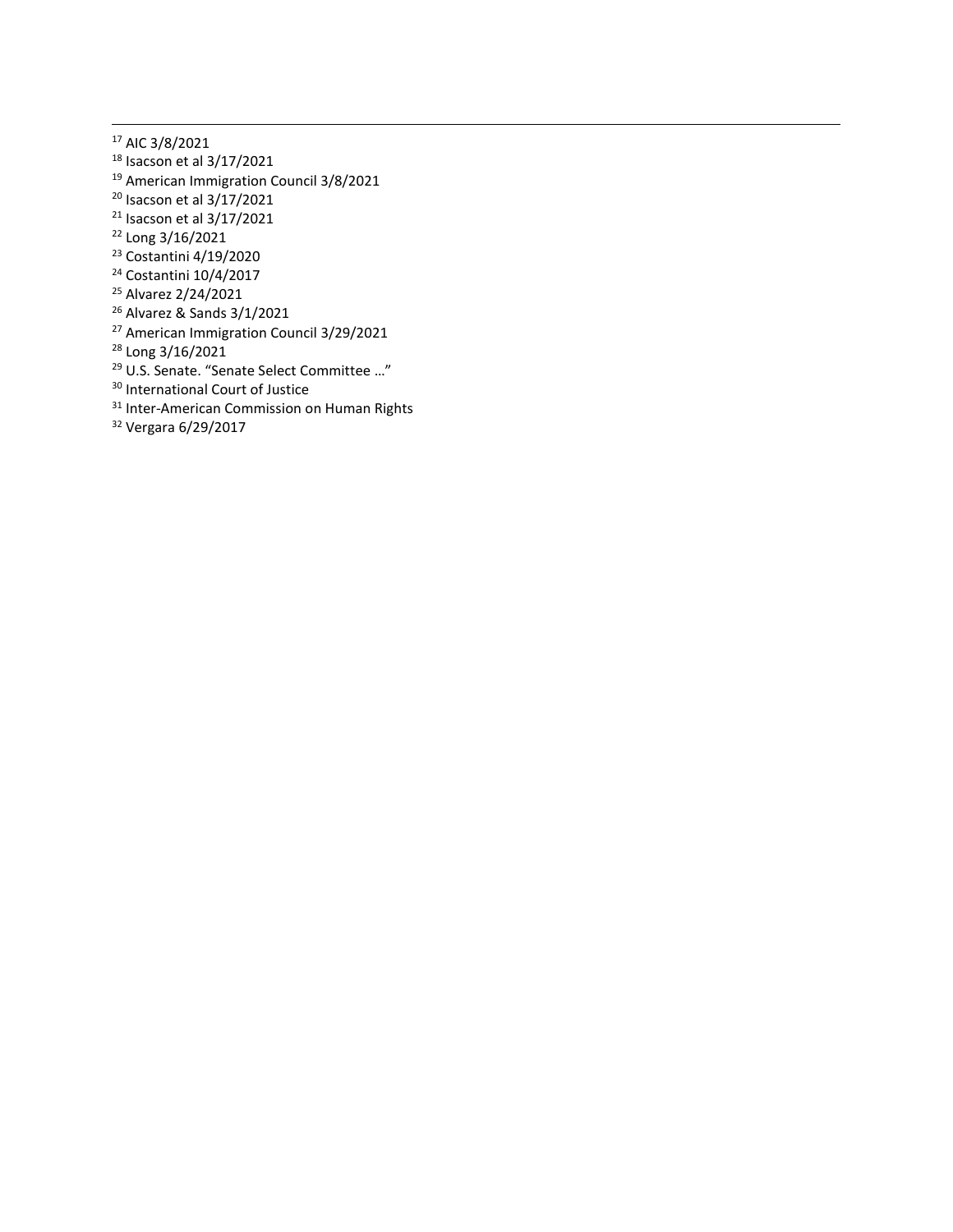---

[17] AIC 3/8/2021

[18] Isacson et al 3/17/2021

[19] American Immigration Council 3/8/2021

[20] Isacson et al 3/17/2021

[21] Isacson et al 3/17/2021

[22] Long 3/16/2021

[23] Costantini 4/19/2020

[24] Costantini 10/4/2017

[25] Alvarez 2/24/2021

[26] Alvarez & Sands 3/1/2021

[27] American Immigration Council 3/29/2021

[28] Long 3/16/2021

[29] U.S. Senate. "Senate Select Committee …"

[30] International Court of Justice

[31] Inter-American Commission on Human Rights

[32] Vergara 6/29/2017